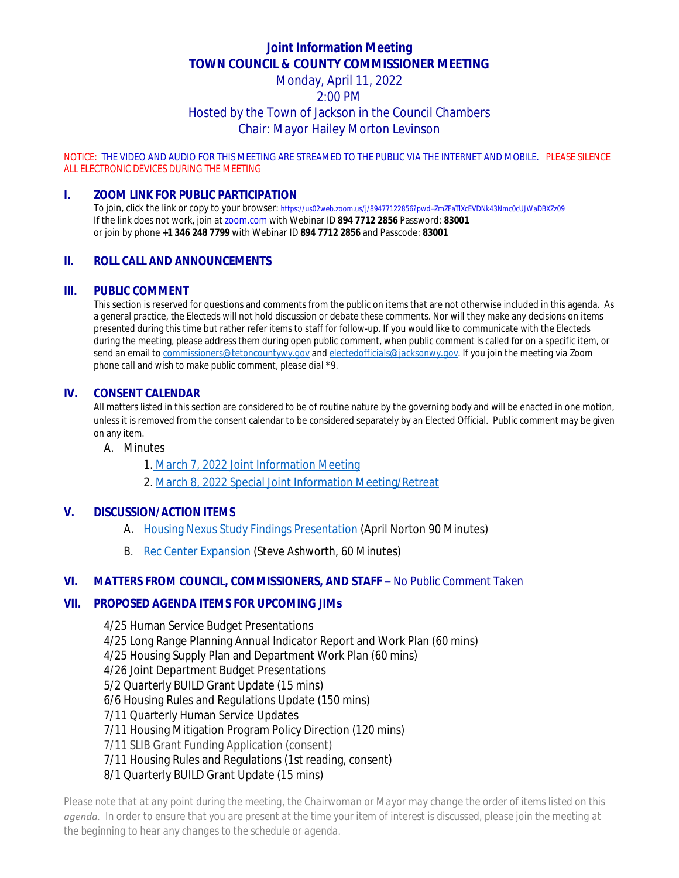# Joint Information Meeting
# TOWN COUNCIL & COUNTY COMMISSIONER MEETING

Monday, April 11, 2022

2:00 PM

Hosted by the Town of Jackson in the Council Chambers

Chair: Mayor Hailey Morton Levinson

NOTICE: THE VIDEO AND AUDIO FOR THIS MEETING ARE STREAMED TO THE PUBLIC VIA THE INTERNET AND MOBILE. PLEASE SILENCE ALL ELECTRONIC DEVICES DURING THE MEETING

## I. ZOOM LINK FOR PUBLIC PARTICIPATION

To join, click the link or copy to your browser: https://us02web.zoom.us/j/89477122856?pwd=ZmZFaTlXcEVDNk43Nmc0cUJWaDBXZz09
If the link does not work, join at zoom.com with Webinar ID **894 7712 2856** Password: **83001**
or join by phone **+1 346 248 7799** with Webinar ID **894 7712 2856** and Passcode: **83001**

## II. ROLL CALL AND ANNOUNCEMENTS

## III. PUBLIC COMMENT

This section is reserved for questions and comments from the public on items that are not otherwise included in this agenda. As a general practice, the Electeds will not hold discussion or debate these comments. Nor will they make any decisions on items presented during this time but rather refer items to staff for follow-up. If you would like to communicate with the Electeds during the meeting, please address them during open public comment, when public comment is called for on a specific item, or send an email to commissioners@tetoncountywy.gov and electedofficials@jacksonwy.gov. If you join the meeting via Zoom phone call and wish to make public comment, please dial *9.

## IV. CONSENT CALENDAR

All matters listed in this section are considered to be of routine nature by the governing body and will be enacted in one motion, unless it is removed from the consent calendar to be considered separately by an Elected Official. Public comment may be given on any item.

A. Minutes

1. March 7, 2022 Joint Information Meeting
2. March 8, 2022 Special Joint Information Meeting/Retreat

## V. DISCUSSION/ACTION ITEMS

A. Housing Nexus Study Findings Presentation (April Norton 90 Minutes)

B. Rec Center Expansion (Steve Ashworth, 60 Minutes)

## VI. MATTERS FROM COUNCIL, COMMISSIONERS, AND STAFF – No Public Comment Taken

## VII. PROPOSED AGENDA ITEMS FOR UPCOMING JIMs

4/25 Human Service Budget Presentations
4/25 Long Range Planning Annual Indicator Report and Work Plan (60 mins)
4/25 Housing Supply Plan and Department Work Plan (60 mins)
4/26 Joint Department Budget Presentations
5/2 Quarterly BUILD Grant Update (15 mins)
6/6 Housing Rules and Regulations Update (150 mins)
7/11 Quarterly Human Service Updates
7/11 Housing Mitigation Program Policy Direction (120 mins)
7/11 SLIB Grant Funding Application (consent)
7/11 Housing Rules and Regulations (1st reading, consent)
8/1 Quarterly BUILD Grant Update (15 mins)

*Please note that at any point during the meeting, the Chairwoman or Mayor may change the order of items listed on this agenda. In order to ensure that you are present at the time your item of interest is discussed, please join the meeting at the beginning to hear any changes to the schedule or agenda.*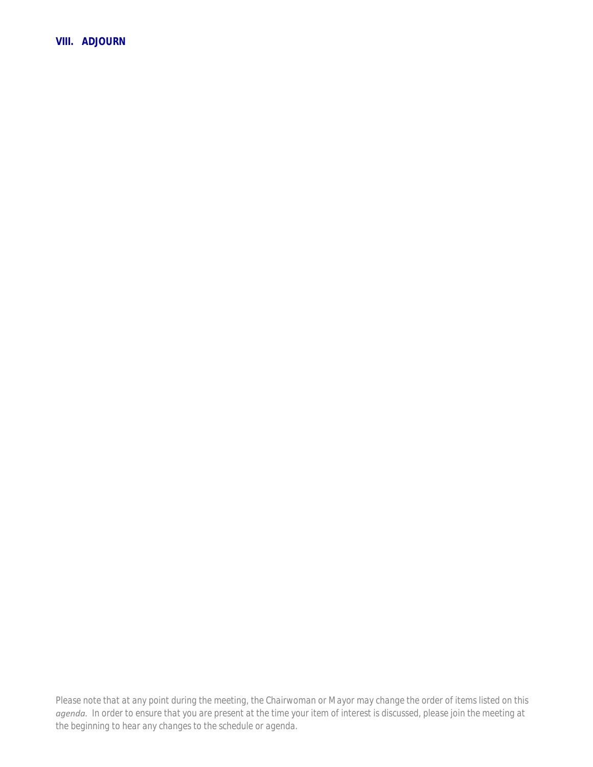## VIII. ADJOURN

*Please note that at any point during the meeting, the Chairwoman or Mayor may change the order of items listed on this agenda. In order to ensure that you are present at the time your item of interest is discussed, please join the meeting at the beginning to hear any changes to the schedule or agenda.*